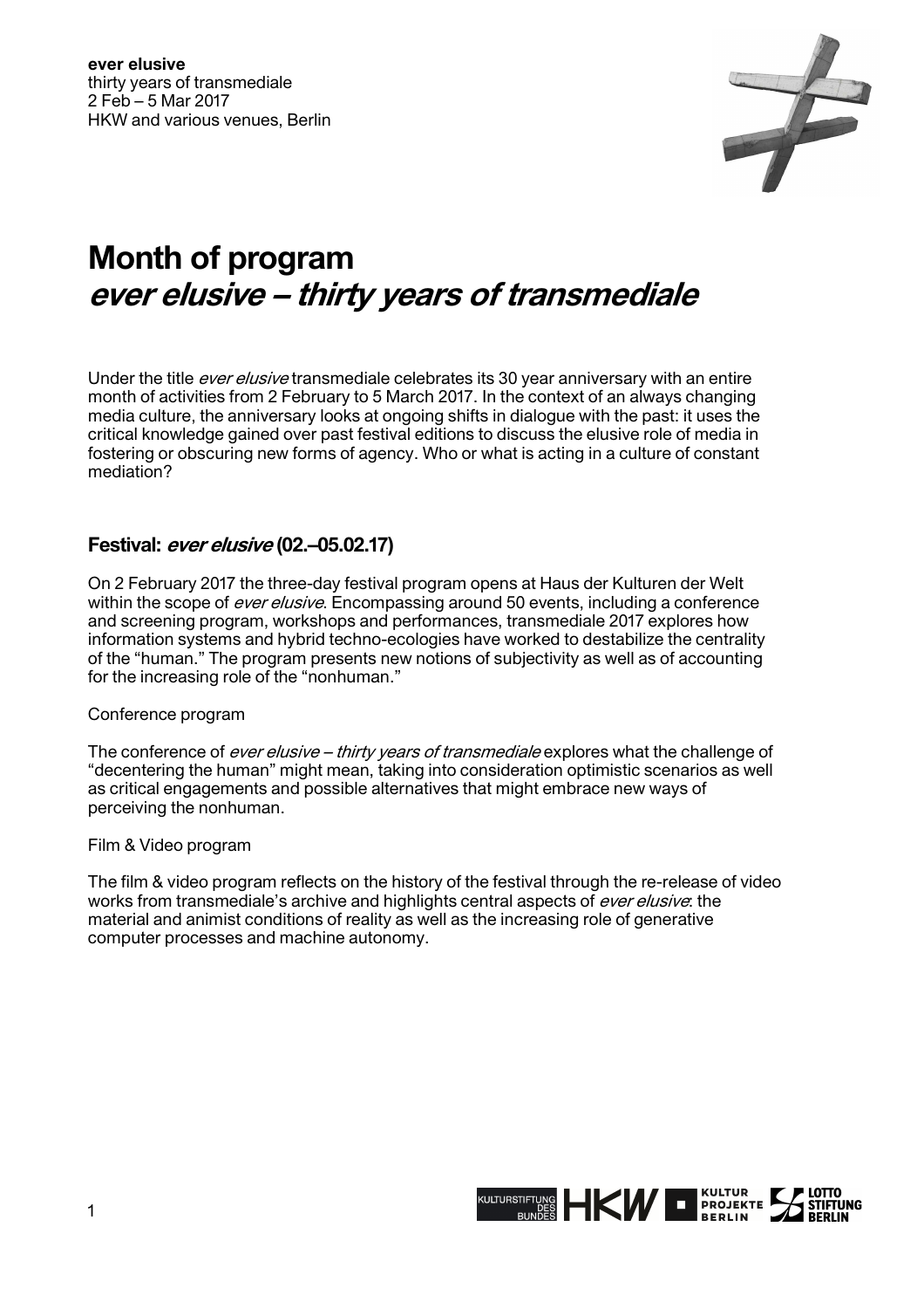**ever elusive**
thirty years of transmediale
2 Feb – 5 Mar 2017
HKW and various venues, Berlin

# Month of program
## *ever elusive – thirty years of transmediale*

Under the title *ever elusive* transmediale celebrates its 30 year anniversary with an entire month of activities from 2 February to 5 March 2017. In the context of an always changing media culture, the anniversary looks at ongoing shifts in dialogue with the past: it uses the critical knowledge gained over past festival editions to discuss the elusive role of media in fostering or obscuring new forms of agency. Who or what is acting in a culture of constant mediation?

### Festival: *ever elusive* (02.–05.02.17)

On 2 February 2017 the three-day festival program opens at Haus der Kulturen der Welt within the scope of *ever elusive*. Encompassing around 50 events, including a conference and screening program, workshops and performances, transmediale 2017 explores how information systems and hybrid techno-ecologies have worked to destabilize the centrality of the "human." The program presents new notions of subjectivity as well as of accounting for the increasing role of the "nonhuman."

Conference program

The conference of *ever elusive – thirty years of transmediale* explores what the challenge of "decentering the human" might mean, taking into consideration optimistic scenarios as well as critical engagements and possible alternatives that might embrace new ways of perceiving the nonhuman.

Film & Video program

The film & video program reflects on the history of the festival through the re-release of video works from transmediale's archive and highlights central aspects of *ever elusive*: the material and animist conditions of reality as well as the increasing role of generative computer processes and machine autonomy.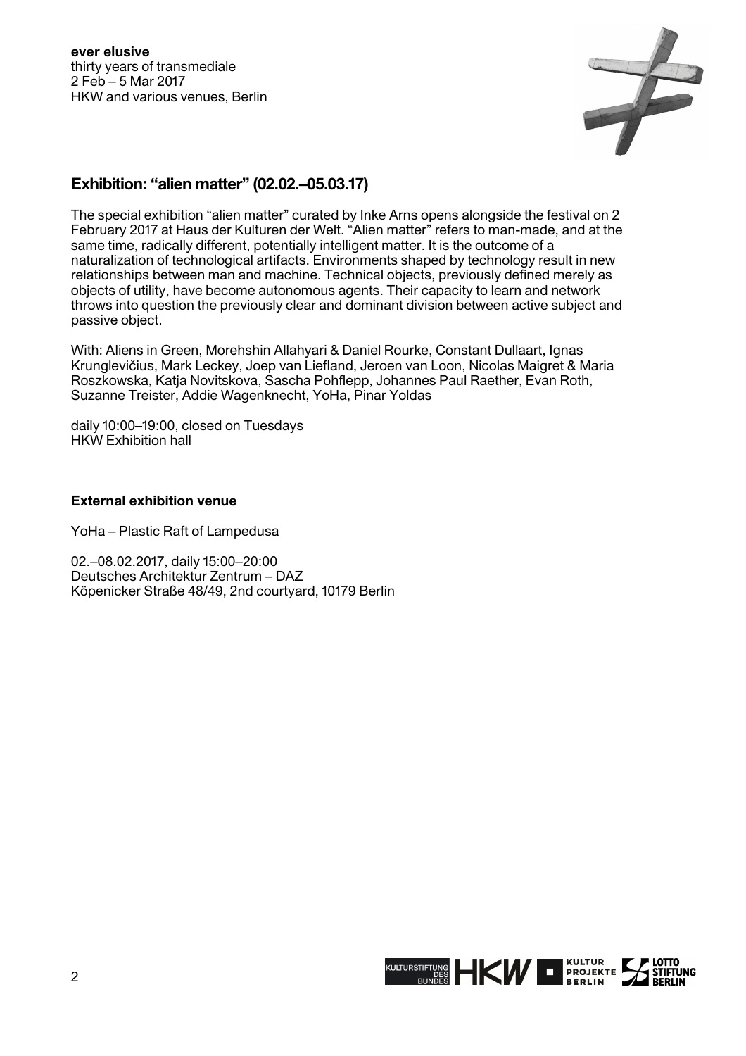## Exhibition: "alien matter" (02.02.–05.03.17)

The special exhibition "alien matter" curated by Inke Arns opens alongside the festival on 2 February 2017 at Haus der Kulturen der Welt. "Alien matter" refers to man-made, and at the same time, radically different, potentially intelligent matter. It is the outcome of a naturalization of technological artifacts. Environments shaped by technology result in new relationships between man and machine. Technical objects, previously defined merely as objects of utility, have become autonomous agents. Their capacity to learn and network throws into question the previously clear and dominant division between active subject and passive object.

With: Aliens in Green, Morehshin Allahyari & Daniel Rourke, Constant Dullaart, Ignas Krunglevičius, Mark Leckey, Joep van Liefland, Jeroen van Loon, Nicolas Maigret & Maria Roszkowska, Katja Novitskova, Sascha Pohflepp, Johannes Paul Raether, Evan Roth, Suzanne Treister, Addie Wagenknecht, YoHa, Pinar Yoldas

daily 10:00–19:00, closed on Tuesdays
HKW Exhibition hall

### External exhibition venue

YoHa – Plastic Raft of Lampedusa

02.–08.02.2017, daily 15:00–20:00
Deutsches Architektur Zentrum – DAZ
Köpenicker Straße 48/49, 2nd courtyard, 10179 Berlin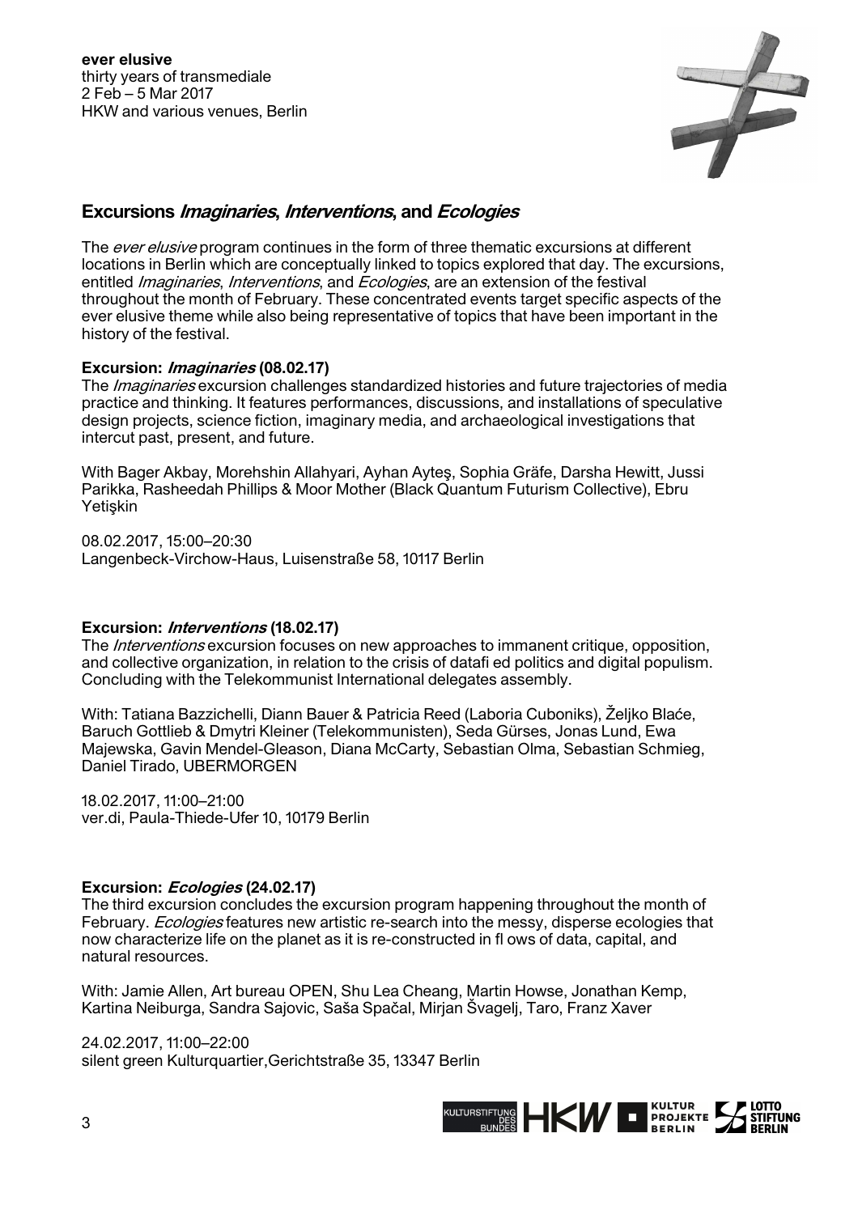**ever elusive**
thirty years of transmediale
2 Feb – 5 Mar 2017
HKW and various venues, Berlin

## Excursions *Imaginaries*, *Interventions*, and *Ecologies*

The *ever elusive* program continues in the form of three thematic excursions at different locations in Berlin which are conceptually linked to topics explored that day. The excursions, entitled *Imaginaries*, *Interventions*, and *Ecologies*, are an extension of the festival throughout the month of February. These concentrated events target specific aspects of the ever elusive theme while also being representative of topics that have been important in the history of the festival.

### Excursion: *Imaginaries* (08.02.17)

The *Imaginaries* excursion challenges standardized histories and future trajectories of media practice and thinking. It features performances, discussions, and installations of speculative design projects, science fiction, imaginary media, and archaeological investigations that intercut past, present, and future.

With Bager Akbay, Morehshin Allahyari, Ayhan Ayteş, Sophia Gräfe, Darsha Hewitt, Jussi Parikka, Rasheedah Phillips & Moor Mother (Black Quantum Futurism Collective), Ebru Yetişkin

08.02.2017, 15:00–20:30
Langenbeck-Virchow-Haus, Luisenstraße 58, 10117 Berlin

### Excursion: *Interventions* (18.02.17)

The *Interventions* excursion focuses on new approaches to immanent critique, opposition, and collective organization, in relation to the crisis of datafi ed politics and digital populism. Concluding with the Telekommunist International delegates assembly.

With: Tatiana Bazzichelli, Diann Bauer & Patricia Reed (Laboria Cuboniks), Željko Blaće, Baruch Gottlieb & Dmytri Kleiner (Telekommunisten), Seda Gürses, Jonas Lund, Ewa Majewska, Gavin Mendel-Gleason, Diana McCarty, Sebastian Olma, Sebastian Schmieg, Daniel Tirado, UBERMORGEN

18.02.2017, 11:00–21:00
ver.di, Paula-Thiede-Ufer 10, 10179 Berlin

### Excursion: *Ecologies* (24.02.17)

The third excursion concludes the excursion program happening throughout the month of February. *Ecologies* features new artistic re-search into the messy, disperse ecologies that now characterize life on the planet as it is re-constructed in fl ows of data, capital, and natural resources.

With: Jamie Allen, Art bureau OPEN, Shu Lea Cheang, Martin Howse, Jonathan Kemp, Kartina Neiburga, Sandra Sajovic, Saša Spačal, Mirjan Švagelj, Taro, Franz Xaver

24.02.2017, 11:00–22:00
silent green Kulturquartier,Gerichtstraße 35, 13347 Berlin

KULTURSTIFTUNG DES BUNDES HKW KULTUR PROJEKTE BERLIN LOTTO STIFTUNG BERLIN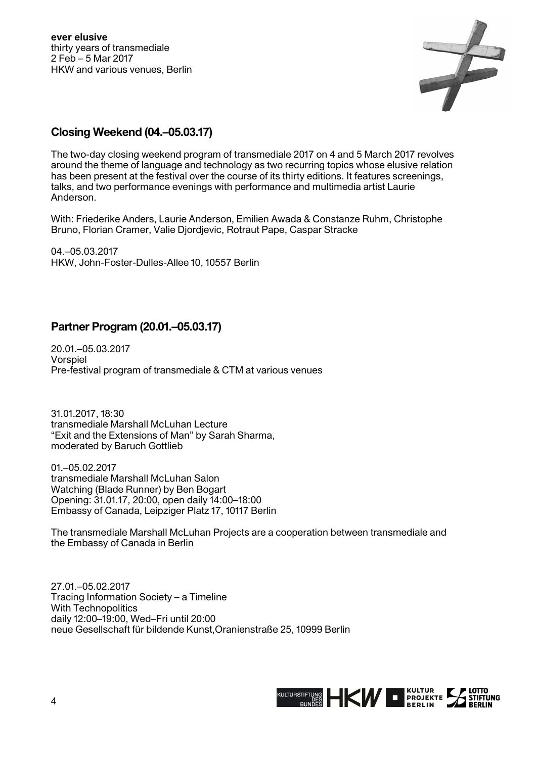## Closing Weekend (04.–05.03.17)

The two-day closing weekend program of transmediale 2017 on 4 and 5 March 2017 revolves around the theme of language and technology as two recurring topics whose elusive relation has been present at the festival over the course of its thirty editions. It features screenings, talks, and two performance evenings with performance and multimedia artist Laurie Anderson.

With: Friederike Anders, Laurie Anderson, Emilien Awada & Constanze Ruhm, Christophe Bruno, Florian Cramer, Valie Djordjevic, Rotraut Pape, Caspar Stracke

04.–05.03.2017
HKW, John-Foster-Dulles-Allee 10, 10557 Berlin

## Partner Program (20.01.–05.03.17)

20.01.–05.03.2017
Vorspiel
Pre-festival program of transmediale & CTM at various venues

31.01.2017, 18:30
transmediale Marshall McLuhan Lecture
"Exit and the Extensions of Man" by Sarah Sharma,
moderated by Baruch Gottlieb

01.–05.02.2017
transmediale Marshall McLuhan Salon
Watching (Blade Runner) by Ben Bogart
Opening: 31.01.17, 20:00, open daily 14:00–18:00
Embassy of Canada, Leipziger Platz 17, 10117 Berlin

The transmediale Marshall McLuhan Projects are a cooperation between transmediale and the Embassy of Canada in Berlin

27.01.–05.02.2017
Tracing Information Society – a Timeline
With Technopolitics
daily 12:00–19:00, Wed–Fri until 20:00
neue Gesellschaft für bildende Kunst,Oranienstraße 25, 10999 Berlin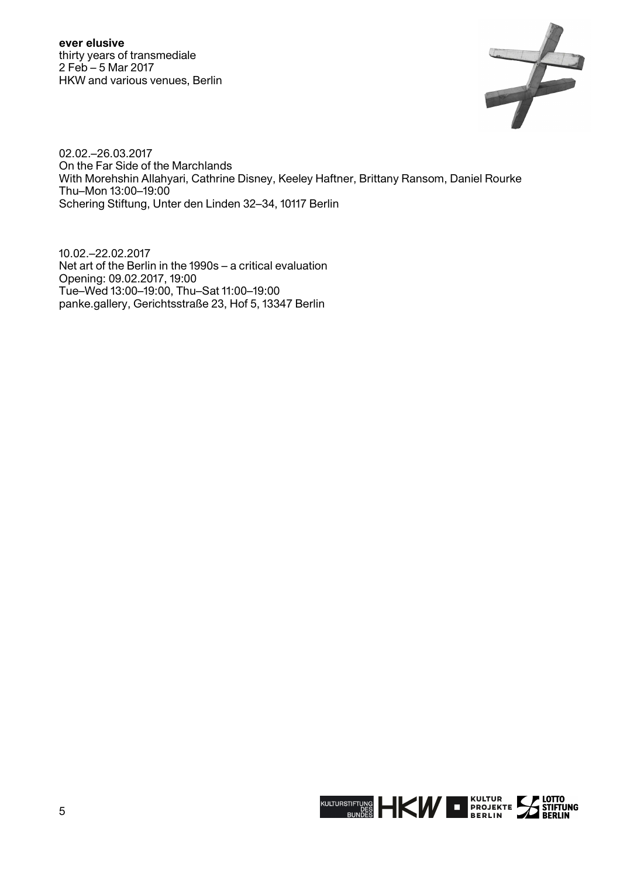**ever elusive**
thirty years of transmediale
2 Feb – 5 Mar 2017
HKW and various venues, Berlin

02.02.–26.03.2017
On the Far Side of the Marchlands
With Morehshin Allahyari, Cathrine Disney, Keeley Haftner, Brittany Ransom, Daniel Rourke
Thu–Mon 13:00–19:00
Schering Stiftung, Unter den Linden 32–34, 10117 Berlin

10.02.–22.02.2017
Net art of the Berlin in the 1990s – a critical evaluation
Opening: 09.02.2017, 19:00
Tue–Wed 13:00–19:00, Thu–Sat 11:00–19:00
panke.gallery, Gerichtsstraße 23, Hof 5, 13347 Berlin

KULTURSTIFTUNG DES BUNDES HKW KULTUR PROJEKTE BERLIN LOTTO STIFTUNG BERLIN